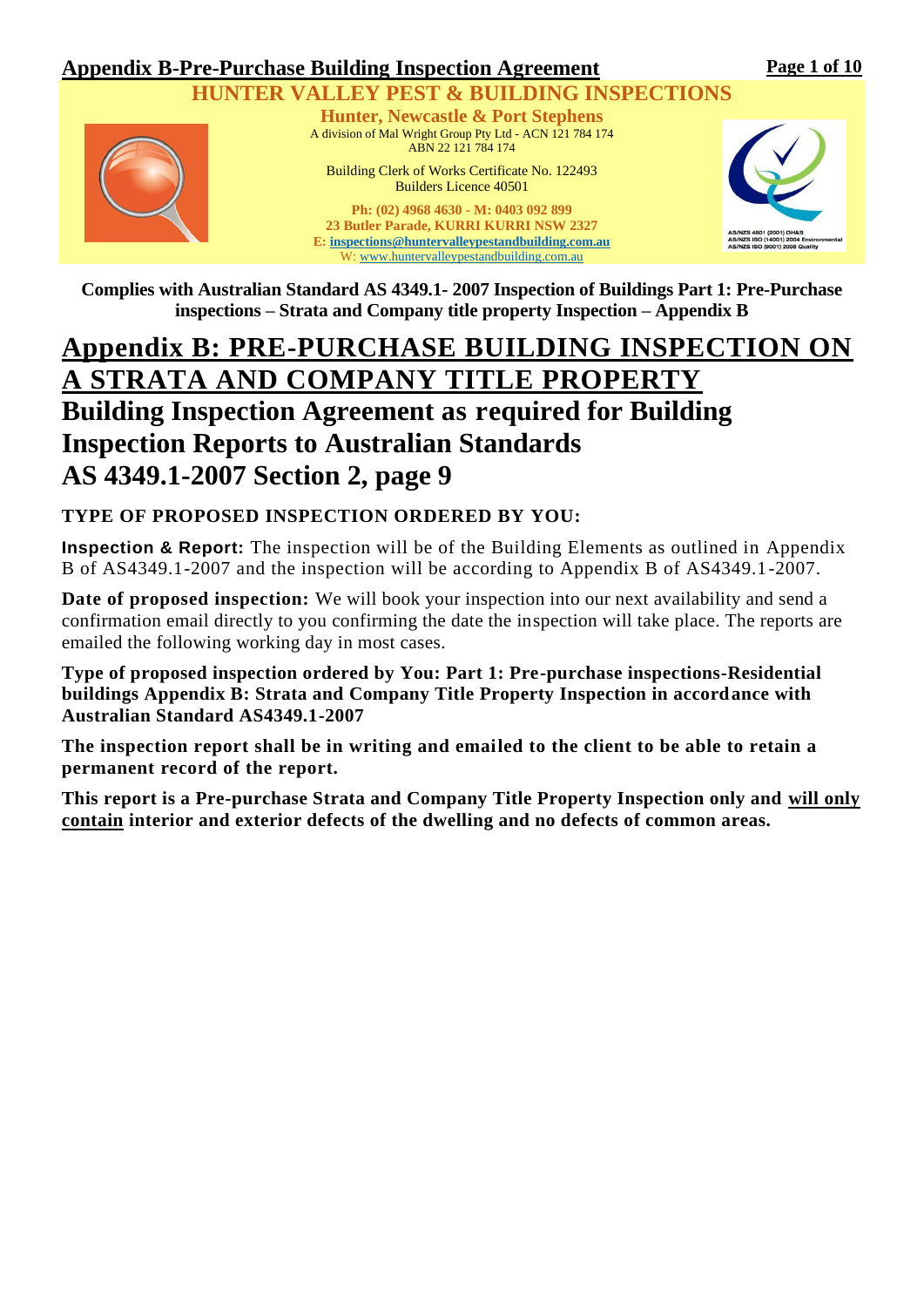# Appendix B-Pre-Purchase Building Inspection Agreement

**HUNTER VALLEY PEST & BUILDING INSPECTIONS**

**Hunter, Newcastle & Port Stephens**

A division of Mal Wright Group Pty Ltd - ACN 121 784 174
ABN 22 121 784 174

Building Clerk of Works Certificate No. 122493
Builders Licence 40501

**Ph: (02) 4968 4630 - M: 0403 092 899**
**23 Butler Parade, KURRI KURRI NSW 2327**
**E: inspections@huntervalleypestandbuilding.com.au**
W: www.huntervalleypestandbuilding.com.au

AS/NZS 4801 (2001) OH&S
AS/NZS ISO (14001) 2004 Environmental
AS/NZS ISO (9001) 2008 Quality

**Complies with Australian Standard AS 4349.1- 2007 Inspection of Buildings Part 1: Pre-Purchase inspections – Strata and Company title property Inspection – Appendix B**

# Appendix B: PRE-PURCHASE BUILDING INSPECTION ON A STRATA AND COMPANY TITLE PROPERTY

## Building Inspection Agreement as required for Building Inspection Reports to Australian Standards AS 4349.1-2007 Section 2, page 9

### TYPE OF PROPOSED INSPECTION ORDERED BY YOU:

**Inspection & Report:** The inspection will be of the Building Elements as outlined in Appendix B of AS4349.1-2007 and the inspection will be according to Appendix B of AS4349.1-2007.

**Date of proposed inspection:** We will book your inspection into our next availability and send a confirmation email directly to you confirming the date the inspection will take place. The reports are emailed the following working day in most cases.

**Type of proposed inspection ordered by You: Part 1: Pre-purchase inspections-Residential buildings Appendix B: Strata and Company Title Property Inspection in accordance with Australian Standard AS4349.1-2007**

**The inspection report shall be in writing and emailed to the client to be able to retain a permanent record of the report.**

**This report is a Pre-purchase Strata and Company Title Property Inspection only and <u>will only contain</u> interior and exterior defects of the dwelling and no defects of common areas.**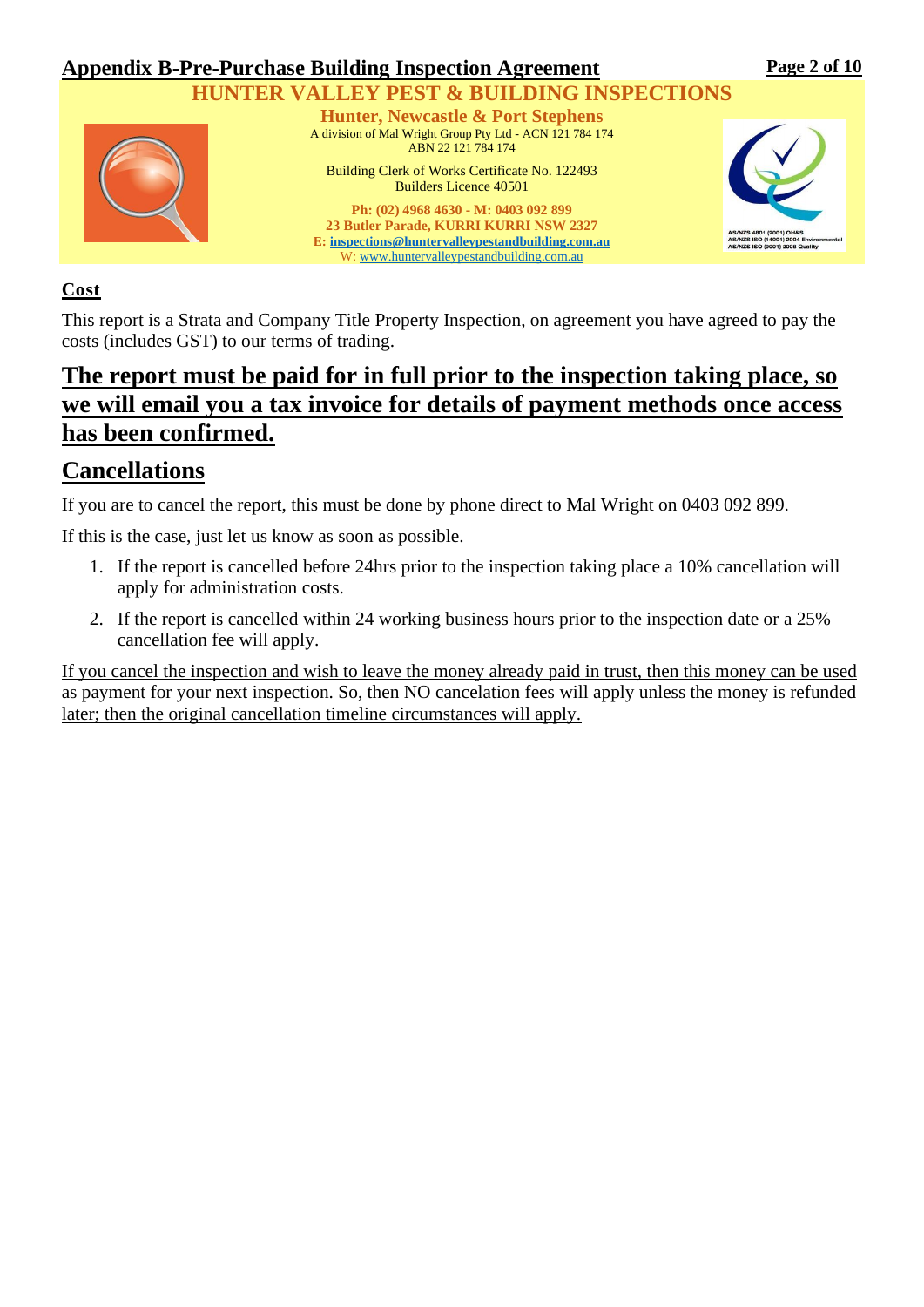## Appendix B-Pre-Purchase Building Inspection Agreement

**HUNTER VALLEY PEST & BUILDING INSPECTIONS**

**Hunter, Newcastle & Port Stephens**

A division of Mal Wright Group Pty Ltd - ACN 121 784 174
ABN 22 121 784 174

Building Clerk of Works Certificate No. 122493
Builders Licence 40501

**Ph: (02) 4968 4630 - M: 0403 092 899**
**23 Butler Parade, KURRI KURRI NSW 2327**
**E: inspections@huntervalleypestandbuilding.com.au**
W: www.huntervalleypestandbuilding.com.au

AS/NZS 4801 (2001) OH&S
AS/NZS ISO (14001) 2004 Environmental
AS/NZS ISO (9001) 2008 Quality

### Cost

This report is a Strata and Company Title Property Inspection, on agreement you have agreed to pay the costs (includes GST) to our terms of trading.

## The report must be paid for in full prior to the inspection taking place, so we will email you a tax invoice for details of payment methods once access has been confirmed.

## Cancellations

If you are to cancel the report, this must be done by phone direct to Mal Wright on 0403 092 899.

If this is the case, just let us know as soon as possible.

1. If the report is cancelled before 24hrs prior to the inspection taking place a 10% cancellation will apply for administration costs.
2. If the report is cancelled within 24 working business hours prior to the inspection date or a 25% cancellation fee will apply.

If you cancel the inspection and wish to leave the money already paid in trust, then this money can be used as payment for your next inspection. So, then NO cancelation fees will apply unless the money is refunded later; then the original cancellation timeline circumstances will apply.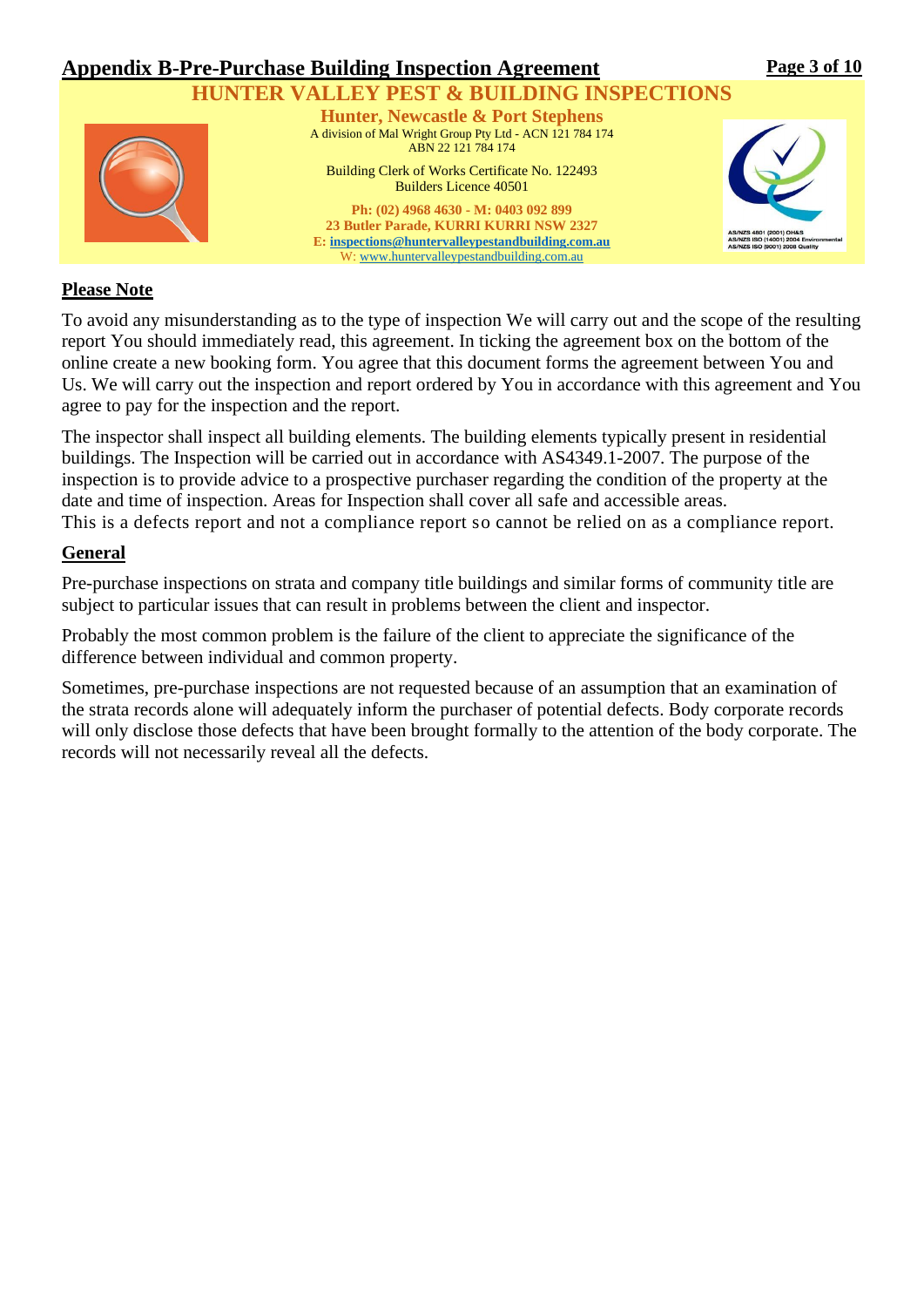## Appendix B-Pre-Purchase Building Inspection Agreement

**HUNTER VALLEY PEST & BUILDING INSPECTIONS**

**Hunter, Newcastle & Port Stephens**

A division of Mal Wright Group Pty Ltd - ACN 121 784 174
ABN 22 121 784 174

Building Clerk of Works Certificate No. 122493
Builders Licence 40501

**Ph: (02) 4968 4630 - M: 0403 092 899**
**23 Butler Parade, KURRI KURRI NSW 2327**
**E: inspections@huntervalleypestandbuilding.com.au**
W: www.huntervalleypestandbuilding.com.au

AS/NZS 4801 (2001) OH&S
AS/NZS ISO (14001) 2004 Environmental
AS/NZS ISO (9001) 2008 Quality

### Please Note

To avoid any misunderstanding as to the type of inspection We will carry out and the scope of the resulting report You should immediately read, this agreement. In ticking the agreement box on the bottom of the online create a new booking form. You agree that this document forms the agreement between You and Us. We will carry out the inspection and report ordered by You in accordance with this agreement and You agree to pay for the inspection and the report.

The inspector shall inspect all building elements. The building elements typically present in residential buildings. The Inspection will be carried out in accordance with AS4349.1-2007. The purpose of the inspection is to provide advice to a prospective purchaser regarding the condition of the property at the date and time of inspection. Areas for Inspection shall cover all safe and accessible areas.
This is a defects report and not a compliance report so cannot be relied on as a compliance report.

### General

Pre-purchase inspections on strata and company title buildings and similar forms of community title are subject to particular issues that can result in problems between the client and inspector.

Probably the most common problem is the failure of the client to appreciate the significance of the difference between individual and common property.

Sometimes, pre-purchase inspections are not requested because of an assumption that an examination of the strata records alone will adequately inform the purchaser of potential defects. Body corporate records will only disclose those defects that have been brought formally to the attention of the body corporate. The records will not necessarily reveal all the defects.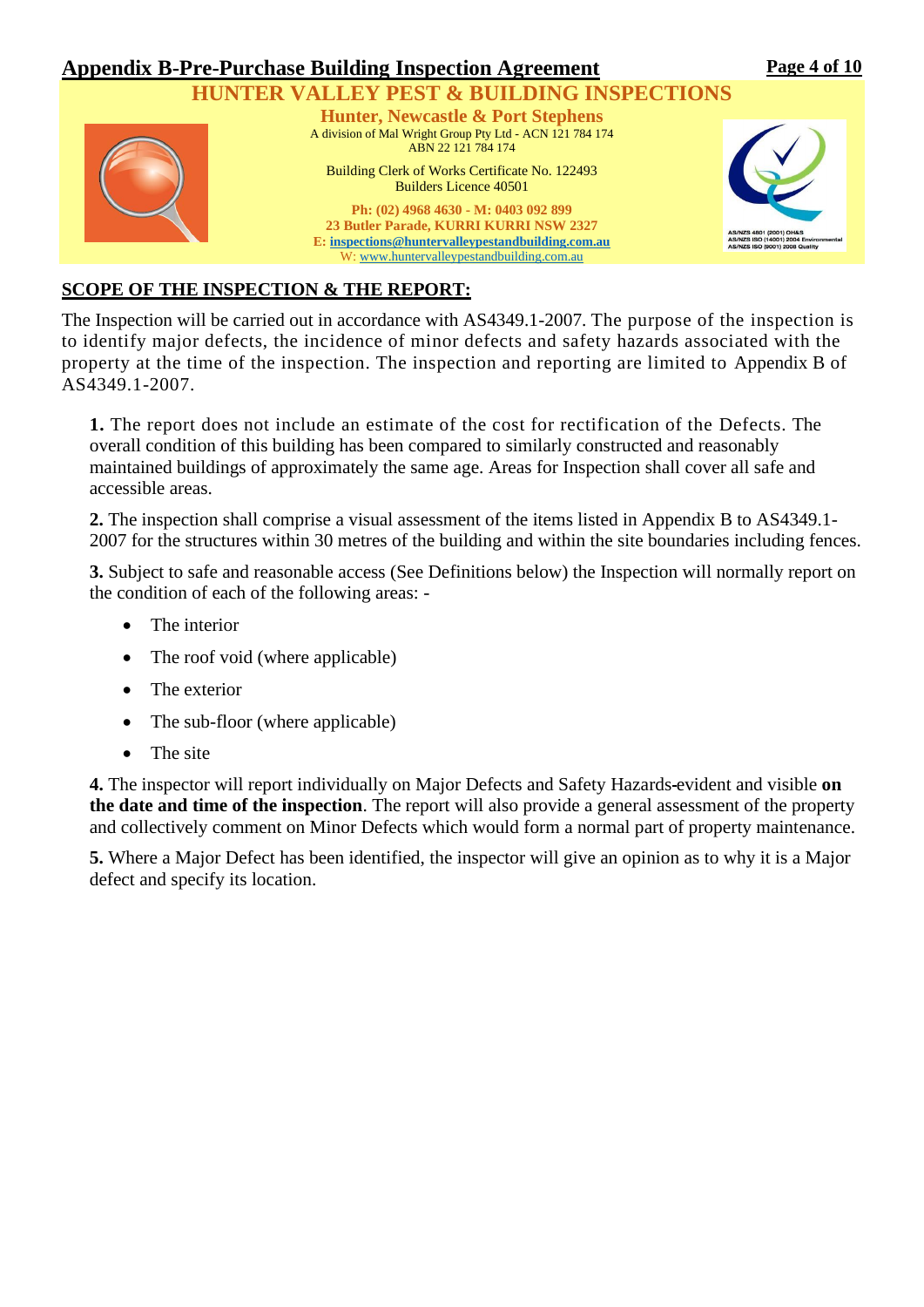## Appendix B-Pre-Purchase Building Inspection Agreement

**HUNTER VALLEY PEST & BUILDING INSPECTIONS**

**Hunter, Newcastle & Port Stephens**

A division of Mal Wright Group Pty Ltd - ACN 121 784 174
ABN 22 121 784 174

Building Clerk of Works Certificate No. 122493
Builders Licence 40501

**Ph: (02) 4968 4630 - M: 0403 092 899**
**23 Butler Parade, KURRI KURRI NSW 2327**
**E: inspections@huntervalleypestandbuilding.com.au**
W: www.huntervalleypestandbuilding.com.au

AS/NZS 4801 (2001) OH&S
AS/NZS ISO (14001) 2004 Environmental
AS/NZS ISO (9001) 2008 Quality

## SCOPE OF THE INSPECTION & THE REPORT:

The Inspection will be carried out in accordance with AS4349.1-2007. The purpose of the inspection is to identify major defects, the incidence of minor defects and safety hazards associated with the property at the time of the inspection. The inspection and reporting are limited to Appendix B of AS4349.1-2007.

**1.** The report does not include an estimate of the cost for rectification of the Defects. The overall condition of this building has been compared to similarly constructed and reasonably maintained buildings of approximately the same age. Areas for Inspection shall cover all safe and accessible areas.

**2.** The inspection shall comprise a visual assessment of the items listed in Appendix B to AS4349.1-2007 for the structures within 30 metres of the building and within the site boundaries including fences.

**3.** Subject to safe and reasonable access (See Definitions below) the Inspection will normally report on the condition of each of the following areas: -

- The interior
- The roof void (where applicable)
- The exterior
- The sub-floor (where applicable)
- The site

**4.** The inspector will report individually on Major Defects and Safety Hazards-evident and visible **on the date and time of the inspection**. The report will also provide a general assessment of the property and collectively comment on Minor Defects which would form a normal part of property maintenance.

**5.** Where a Major Defect has been identified, the inspector will give an opinion as to why it is a Major defect and specify its location.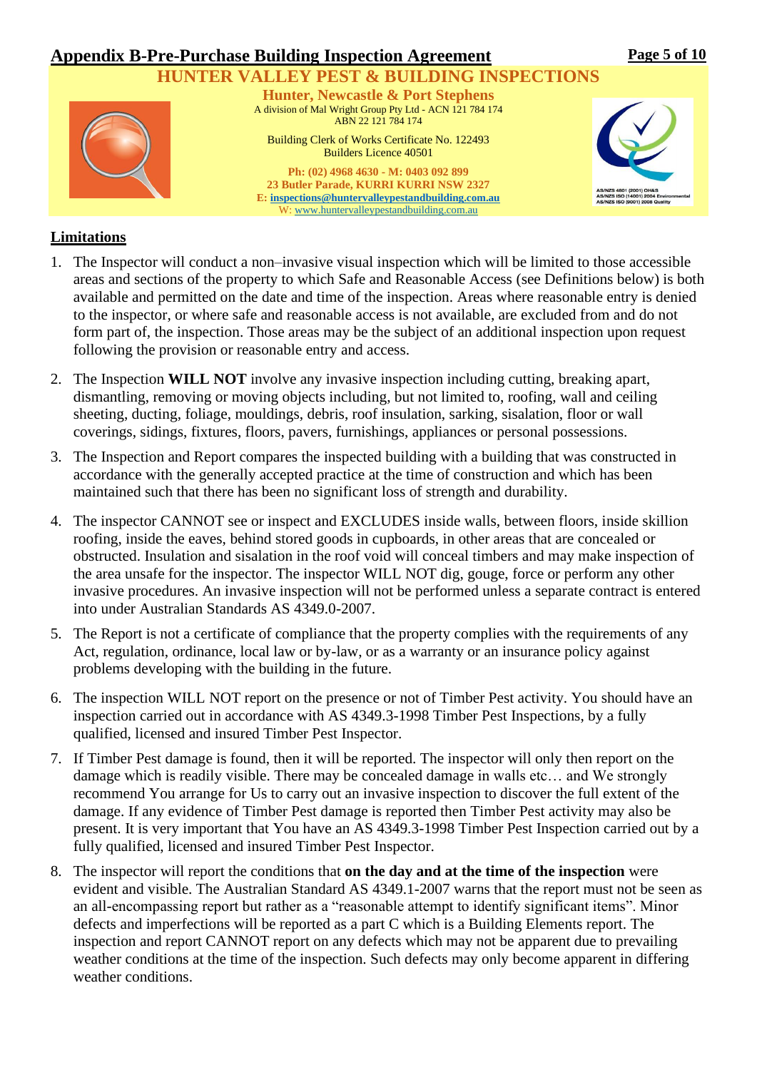## Appendix B-Pre-Purchase Building Inspection Agreement

**HUNTER VALLEY PEST & BUILDING INSPECTIONS**

**Hunter, Newcastle & Port Stephens**

A division of Mal Wright Group Pty Ltd - ACN 121 784 174
ABN 22 121 784 174

Building Clerk of Works Certificate No. 122493
Builders Licence 40501

**Ph: (02) 4968 4630 - M: 0403 092 899**
**23 Butler Parade, KURRI KURRI NSW 2327**
**E: inspections@huntervalleypestandbuilding.com.au**
W: www.huntervalleypestandbuilding.com.au

AS/NZS 4801 (2001) OH&S
AS/NZS ISO (14001) 2004 Environmental
AS/NZS ISO (9001) 2008 Quality

### Limitations

1. The Inspector will conduct a non–invasive visual inspection which will be limited to those accessible areas and sections of the property to which Safe and Reasonable Access (see Definitions below) is both available and permitted on the date and time of the inspection. Areas where reasonable entry is denied to the inspector, or where safe and reasonable access is not available, are excluded from and do not form part of, the inspection. Those areas may be the subject of an additional inspection upon request following the provision or reasonable entry and access.
2. The Inspection **WILL NOT** involve any invasive inspection including cutting, breaking apart, dismantling, removing or moving objects including, but not limited to, roofing, wall and ceiling sheeting, ducting, foliage, mouldings, debris, roof insulation, sarking, sisalation, floor or wall coverings, sidings, fixtures, floors, pavers, furnishings, appliances or personal possessions.
3. The Inspection and Report compares the inspected building with a building that was constructed in accordance with the generally accepted practice at the time of construction and which has been maintained such that there has been no significant loss of strength and durability.
4. The inspector CANNOT see or inspect and EXCLUDES inside walls, between floors, inside skillion roofing, inside the eaves, behind stored goods in cupboards, in other areas that are concealed or obstructed. Insulation and sisalation in the roof void will conceal timbers and may make inspection of the area unsafe for the inspector. The inspector WILL NOT dig, gouge, force or perform any other invasive procedures. An invasive inspection will not be performed unless a separate contract is entered into under Australian Standards AS 4349.0-2007.
5. The Report is not a certificate of compliance that the property complies with the requirements of any Act, regulation, ordinance, local law or by-law, or as a warranty or an insurance policy against problems developing with the building in the future.
6. The inspection WILL NOT report on the presence or not of Timber Pest activity. You should have an inspection carried out in accordance with AS 4349.3-1998 Timber Pest Inspections, by a fully qualified, licensed and insured Timber Pest Inspector.
7. If Timber Pest damage is found, then it will be reported. The inspector will only then report on the damage which is readily visible. There may be concealed damage in walls etc… and We strongly recommend You arrange for Us to carry out an invasive inspection to discover the full extent of the damage. If any evidence of Timber Pest damage is reported then Timber Pest activity may also be present. It is very important that You have an AS 4349.3-1998 Timber Pest Inspection carried out by a fully qualified, licensed and insured Timber Pest Inspector.
8. The inspector will report the conditions that **on the day and at the time of the inspection** were evident and visible. The Australian Standard AS 4349.1-2007 warns that the report must not be seen as an all-encompassing report but rather as a "reasonable attempt to identify significant items". Minor defects and imperfections will be reported as a part C which is a Building Elements report. The inspection and report CANNOT report on any defects which may not be apparent due to prevailing weather conditions at the time of the inspection. Such defects may only become apparent in differing weather conditions.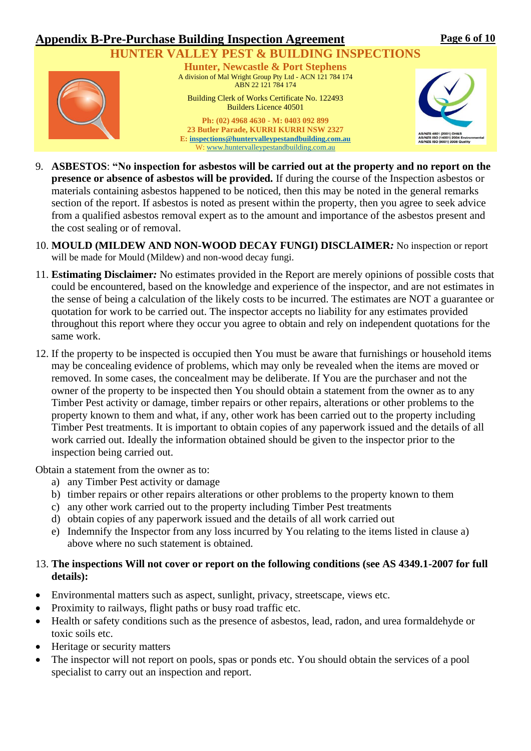## Appendix B-Pre-Purchase Building Inspection Agreement

**HUNTER VALLEY PEST & BUILDING INSPECTIONS**

**Hunter, Newcastle & Port Stephens**

A division of Mal Wright Group Pty Ltd - ACN 121 784 174
ABN 22 121 784 174

Building Clerk of Works Certificate No. 122493
Builders Licence 40501

**Ph: (02) 4968 4630 - M: 0403 092 899**
**23 Butler Parade, KURRI KURRI NSW 2327**
**E: inspections@huntervalleypestandbuilding.com.au**
W: www.huntervalleypestandbuilding.com.au

AS/NZS 4801 (2001) OH&S
AS/NZS ISO (14001) 2004 Environmental
AS/NZS ISO (9001) 2008 Quality

9. **ASBESTOS**: **"No inspection for asbestos will be carried out at the property and no report on the presence or absence of asbestos will be provided.** If during the course of the Inspection asbestos or materials containing asbestos happened to be noticed, then this may be noted in the general remarks section of the report. If asbestos is noted as present within the property, then you agree to seek advice from a qualified asbestos removal expert as to the amount and importance of the asbestos present and the cost sealing or of removal.

10. **MOULD (MILDEW AND NON-WOOD DECAY FUNGI) DISCLAIMER*:*** No inspection or report will be made for Mould (Mildew) and non-wood decay fungi.

11. **Estimating Disclaimer*:*** No estimates provided in the Report are merely opinions of possible costs that could be encountered, based on the knowledge and experience of the inspector, and are not estimates in the sense of being a calculation of the likely costs to be incurred. The estimates are NOT a guarantee or quotation for work to be carried out. The inspector accepts no liability for any estimates provided throughout this report where they occur you agree to obtain and rely on independent quotations for the same work.

12. If the property to be inspected is occupied then You must be aware that furnishings or household items may be concealing evidence of problems, which may only be revealed when the items are moved or removed. In some cases, the concealment may be deliberate. If You are the purchaser and not the owner of the property to be inspected then You should obtain a statement from the owner as to any Timber Pest activity or damage, timber repairs or other repairs, alterations or other problems to the property known to them and what, if any, other work has been carried out to the property including Timber Pest treatments. It is important to obtain copies of any paperwork issued and the details of all work carried out. Ideally the information obtained should be given to the inspector prior to the inspection being carried out.

Obtain a statement from the owner as to:

a) any Timber Pest activity or damage
b) timber repairs or other repairs alterations or other problems to the property known to them
c) any other work carried out to the property including Timber Pest treatments
d) obtain copies of any paperwork issued and the details of all work carried out
e) Indemnify the Inspector from any loss incurred by You relating to the items listed in clause a) above where no such statement is obtained.

13. **The inspections Will not cover or report on the following conditions (see AS 4349.1-2007 for full details):**

- Environmental matters such as aspect, sunlight, privacy, streetscape, views etc.
- Proximity to railways, flight paths or busy road traffic etc.
- Health or safety conditions such as the presence of asbestos, lead, radon, and urea formaldehyde or toxic soils etc.
- Heritage or security matters
- The inspector will not report on pools, spas or ponds etc. You should obtain the services of a pool specialist to carry out an inspection and report.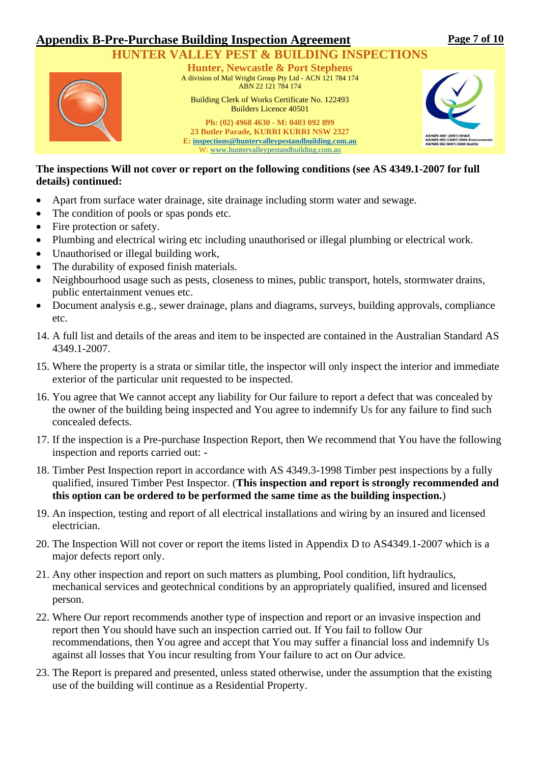## Appendix B-Pre-Purchase Building Inspection Agreement

**HUNTER VALLEY PEST & BUILDING INSPECTIONS**

**Hunter, Newcastle & Port Stephens**

A division of Mal Wright Group Pty Ltd - ACN 121 784 174
ABN 22 121 784 174

Building Clerk of Works Certificate No. 122493
Builders Licence 40501

**Ph: (02) 4968 4630 - M: 0403 092 899**
**23 Butler Parade, KURRI KURRI NSW 2327**
**E: inspections@huntervalleypestandbuilding.com.au**
W: www.huntervalleypestandbuilding.com.au

AS/NZS 4801 (2001) OH&S
AS/NZS ISO (14001) 2004 Environmental
AS/NZS ISO (9001) 2008 Quality

**The inspections Will not cover or report on the following conditions (see AS 4349.1-2007 for full details) continued:**

- Apart from surface water drainage, site drainage including storm water and sewage.
- The condition of pools or spas ponds etc.
- Fire protection or safety.
- Plumbing and electrical wiring etc including unauthorised or illegal plumbing or electrical work.
- Unauthorised or illegal building work,
- The durability of exposed finish materials.
- Neighbourhood usage such as pests, closeness to mines, public transport, hotels, stormwater drains, public entertainment venues etc.
- Document analysis e.g., sewer drainage, plans and diagrams, surveys, building approvals, compliance etc.

14. A full list and details of the areas and item to be inspected are contained in the Australian Standard AS 4349.1-2007.
15. Where the property is a strata or similar title, the inspector will only inspect the interior and immediate exterior of the particular unit requested to be inspected.
16. You agree that We cannot accept any liability for Our failure to report a defect that was concealed by the owner of the building being inspected and You agree to indemnify Us for any failure to find such concealed defects.
17. If the inspection is a Pre-purchase Inspection Report, then We recommend that You have the following inspection and reports carried out: -
18. Timber Pest Inspection report in accordance with AS 4349.3-1998 Timber pest inspections by a fully qualified, insured Timber Pest Inspector. (**This inspection and report is strongly recommended and this option can be ordered to be performed the same time as the building inspection.**)
19. An inspection, testing and report of all electrical installations and wiring by an insured and licensed electrician.
20. The Inspection Will not cover or report the items listed in Appendix D to AS4349.1-2007 which is a major defects report only.
21. Any other inspection and report on such matters as plumbing, Pool condition, lift hydraulics, mechanical services and geotechnical conditions by an appropriately qualified, insured and licensed person.
22. Where Our report recommends another type of inspection and report or an invasive inspection and report then You should have such an inspection carried out. If You fail to follow Our recommendations, then You agree and accept that You may suffer a financial loss and indemnify Us against all losses that You incur resulting from Your failure to act on Our advice.
23. The Report is prepared and presented, unless stated otherwise, under the assumption that the existing use of the building will continue as a Residential Property.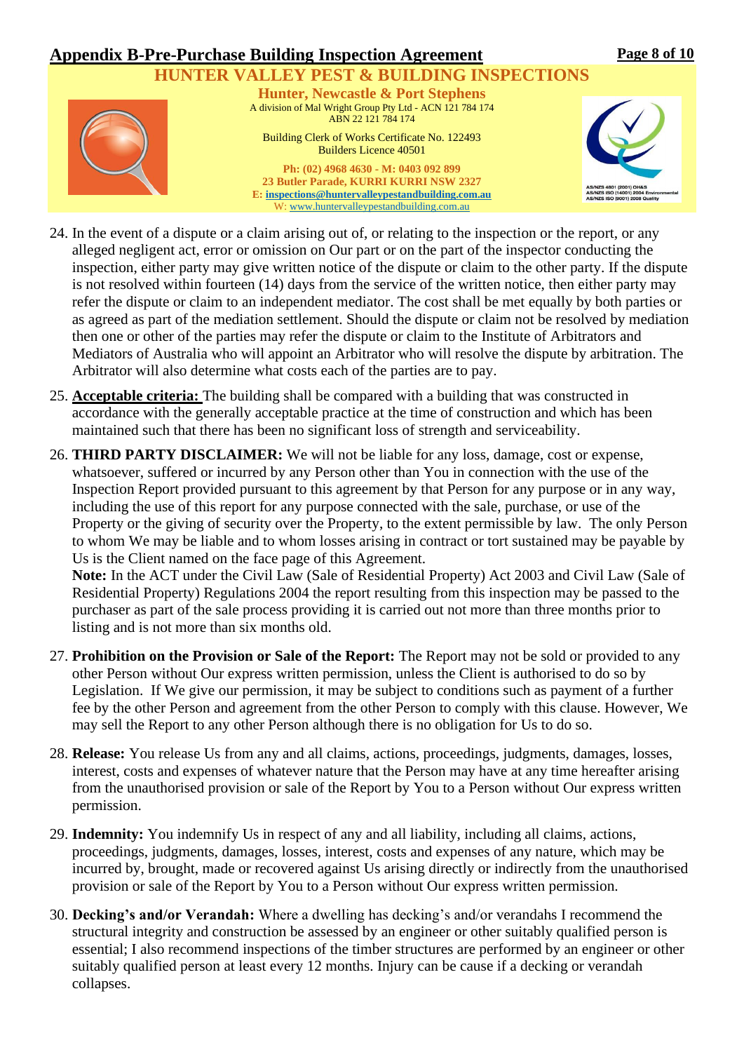## Appendix B-Pre-Purchase Building Inspection Agreement

**HUNTER VALLEY PEST & BUILDING INSPECTIONS**

**Hunter, Newcastle & Port Stephens**

A division of Mal Wright Group Pty Ltd - ACN 121 784 174
ABN 22 121 784 174

Building Clerk of Works Certificate No. 122493
Builders Licence 40501

**Ph: (02) 4968 4630 - M: 0403 092 899**
**23 Butler Parade, KURRI KURRI NSW 2327**
**E: inspections@huntervalleypestandbuilding.com.au**
W: www.huntervalleypestandbuilding.com.au

AS/NZS 4801 (2001) OH&S
AS/NZS ISO (14001) 2004 Environmental
AS/NZS ISO (9001) 2008 Quality

24. In the event of a dispute or a claim arising out of, or relating to the inspection or the report, or any alleged negligent act, error or omission on Our part or on the part of the inspector conducting the inspection, either party may give written notice of the dispute or claim to the other party. If the dispute is not resolved within fourteen (14) days from the service of the written notice, then either party may refer the dispute or claim to an independent mediator. The cost shall be met equally by both parties or as agreed as part of the mediation settlement. Should the dispute or claim not be resolved by mediation then one or other of the parties may refer the dispute or claim to the Institute of Arbitrators and Mediators of Australia who will appoint an Arbitrator who will resolve the dispute by arbitration. The Arbitrator will also determine what costs each of the parties are to pay.

25. **Acceptable criteria:** The building shall be compared with a building that was constructed in accordance with the generally acceptable practice at the time of construction and which has been maintained such that there has been no significant loss of strength and serviceability.

26. **THIRD PARTY DISCLAIMER:** We will not be liable for any loss, damage, cost or expense, whatsoever, suffered or incurred by any Person other than You in connection with the use of the Inspection Report provided pursuant to this agreement by that Person for any purpose or in any way, including the use of this report for any purpose connected with the sale, purchase, or use of the Property or the giving of security over the Property, to the extent permissible by law. The only Person to whom We may be liable and to whom losses arising in contract or tort sustained may be payable by Us is the Client named on the face page of this Agreement.
    **Note:** In the ACT under the Civil Law (Sale of Residential Property) Act 2003 and Civil Law (Sale of Residential Property) Regulations 2004 the report resulting from this inspection may be passed to the purchaser as part of the sale process providing it is carried out not more than three months prior to listing and is not more than six months old.

27. **Prohibition on the Provision or Sale of the Report:** The Report may not be sold or provided to any other Person without Our express written permission, unless the Client is authorised to do so by Legislation. If We give our permission, it may be subject to conditions such as payment of a further fee by the other Person and agreement from the other Person to comply with this clause. However, We may sell the Report to any other Person although there is no obligation for Us to do so.

28. **Release:** You release Us from any and all claims, actions, proceedings, judgments, damages, losses, interest, costs and expenses of whatever nature that the Person may have at any time hereafter arising from the unauthorised provision or sale of the Report by You to a Person without Our express written permission.

29. **Indemnity:** You indemnify Us in respect of any and all liability, including all claims, actions, proceedings, judgments, damages, losses, interest, costs and expenses of any nature, which may be incurred by, brought, made or recovered against Us arising directly or indirectly from the unauthorised provision or sale of the Report by You to a Person without Our express written permission.

30. **Decking's and/or Verandah:** Where a dwelling has decking's and/or verandahs I recommend the structural integrity and construction be assessed by an engineer or other suitably qualified person is essential; I also recommend inspections of the timber structures are performed by an engineer or other suitably qualified person at least every 12 months. Injury can be cause if a decking or verandah collapses.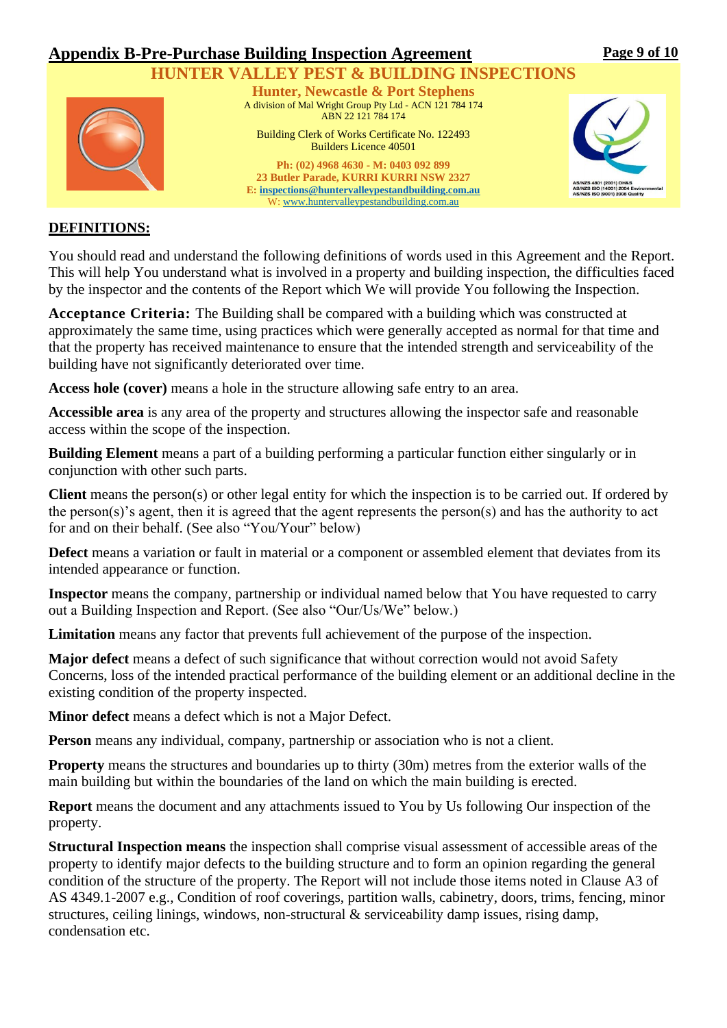## Appendix B-Pre-Purchase Building Inspection Agreement

**HUNTER VALLEY PEST & BUILDING INSPECTIONS**

**Hunter, Newcastle & Port Stephens**

A division of Mal Wright Group Pty Ltd - ACN 121 784 174
ABN 22 121 784 174

Building Clerk of Works Certificate No. 122493
Builders Licence 40501

**Ph: (02) 4968 4630 - M: 0403 092 899**
**23 Butler Parade, KURRI KURRI NSW 2327**
**E: inspections@huntervalleypestandbuilding.com.au**
W: www.huntervalleypestandbuilding.com.au

AS/NZS 4801 (2001) OH&S
AS/NZS ISO (14001) 2004 Environmental
AS/NZS ISO (9001) 2008 Quality

### DEFINITIONS:

You should read and understand the following definitions of words used in this Agreement and the Report. This will help You understand what is involved in a property and building inspection, the difficulties faced by the inspector and the contents of the Report which We will provide You following the Inspection.

**Acceptance Criteria:** The Building shall be compared with a building which was constructed at approximately the same time, using practices which were generally accepted as normal for that time and that the property has received maintenance to ensure that the intended strength and serviceability of the building have not significantly deteriorated over time.

**Access hole (cover)** means a hole in the structure allowing safe entry to an area.

**Accessible area** is any area of the property and structures allowing the inspector safe and reasonable access within the scope of the inspection.

**Building Element** means a part of a building performing a particular function either singularly or in conjunction with other such parts.

**Client** means the person(s) or other legal entity for which the inspection is to be carried out. If ordered by the person(s)'s agent, then it is agreed that the agent represents the person(s) and has the authority to act for and on their behalf. (See also "You/Your" below)

**Defect** means a variation or fault in material or a component or assembled element that deviates from its intended appearance or function.

**Inspector** means the company, partnership or individual named below that You have requested to carry out a Building Inspection and Report. (See also "Our/Us/We" below.)

**Limitation** means any factor that prevents full achievement of the purpose of the inspection.

**Major defect** means a defect of such significance that without correction would not avoid Safety Concerns, loss of the intended practical performance of the building element or an additional decline in the existing condition of the property inspected.

**Minor defect** means a defect which is not a Major Defect.

**Person** means any individual, company, partnership or association who is not a client.

**Property** means the structures and boundaries up to thirty (30m) metres from the exterior walls of the main building but within the boundaries of the land on which the main building is erected.

**Report** means the document and any attachments issued to You by Us following Our inspection of the property.

**Structural Inspection means** the inspection shall comprise visual assessment of accessible areas of the property to identify major defects to the building structure and to form an opinion regarding the general condition of the structure of the property. The Report will not include those items noted in Clause A3 of AS 4349.1-2007 e.g., Condition of roof coverings, partition walls, cabinetry, doors, trims, fencing, minor structures, ceiling linings, windows, non-structural & serviceability damp issues, rising damp, condensation etc.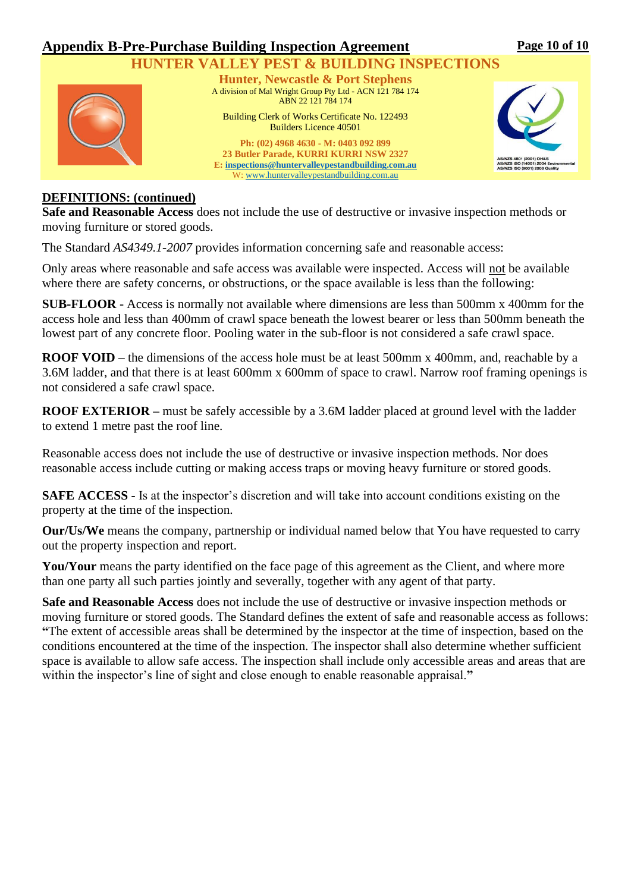## Appendix B-Pre-Purchase Building Inspection Agreement

**HUNTER VALLEY PEST & BUILDING INSPECTIONS**

**Hunter, Newcastle & Port Stephens**

A division of Mal Wright Group Pty Ltd - ACN 121 784 174
ABN 22 121 784 174

Building Clerk of Works Certificate No. 122493
Builders Licence 40501

**Ph: (02) 4968 4630 - M: 0403 092 899**
**23 Butler Parade, KURRI KURRI NSW 2327**
**E: inspections@huntervalleypestandbuilding.com.au**
W: www.huntervalleypestandbuilding.com.au

AS/NZS 4801 (2001) OH&S
AS/NZS ISO (14001) 2004 Environmental
AS/NZS ISO (9001) 2008 Quality

### DEFINITIONS: (continued)

**Safe and Reasonable Access** does not include the use of destructive or invasive inspection methods or moving furniture or stored goods.

The Standard *AS4349.1-2007* provides information concerning safe and reasonable access:

Only areas where reasonable and safe access was available were inspected. Access will not be available where there are safety concerns, or obstructions, or the space available is less than the following:

**SUB-FLOOR** - Access is normally not available where dimensions are less than 500mm x 400mm for the access hole and less than 400mm of crawl space beneath the lowest bearer or less than 500mm beneath the lowest part of any concrete floor. Pooling water in the sub-floor is not considered a safe crawl space.

**ROOF VOID** – the dimensions of the access hole must be at least 500mm x 400mm, and, reachable by a 3.6M ladder, and that there is at least 600mm x 600mm of space to crawl. Narrow roof framing openings is not considered a safe crawl space.

**ROOF EXTERIOR** – must be safely accessible by a 3.6M ladder placed at ground level with the ladder to extend 1 metre past the roof line.

Reasonable access does not include the use of destructive or invasive inspection methods. Nor does reasonable access include cutting or making access traps or moving heavy furniture or stored goods.

**SAFE ACCESS -** Is at the inspector's discretion and will take into account conditions existing on the property at the time of the inspection.

**Our/Us/We** means the company, partnership or individual named below that You have requested to carry out the property inspection and report.

**You/Your** means the party identified on the face page of this agreement as the Client, and where more than one party all such parties jointly and severally, together with any agent of that party.

**Safe and Reasonable Access** does not include the use of destructive or invasive inspection methods or moving furniture or stored goods. The Standard defines the extent of safe and reasonable access as follows: **"**The extent of accessible areas shall be determined by the inspector at the time of inspection, based on the conditions encountered at the time of the inspection. The inspector shall also determine whether sufficient space is available to allow safe access. The inspection shall include only accessible areas and areas that are within the inspector's line of sight and close enough to enable reasonable appraisal.**"**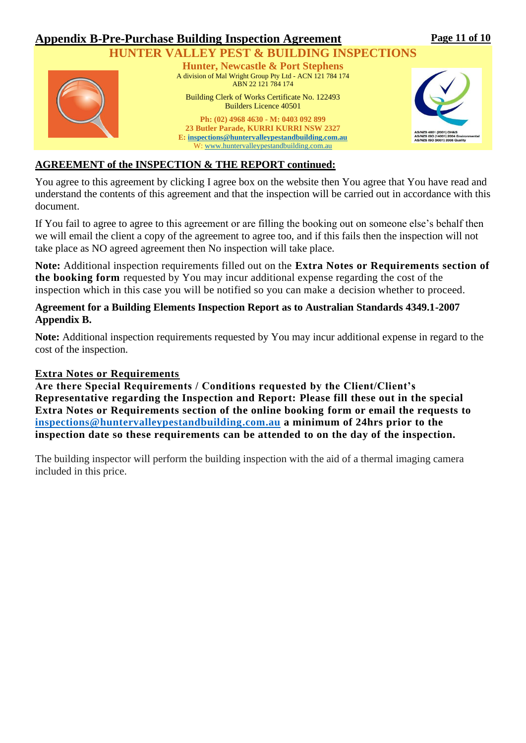## AGREEMENT of the INSPECTION & THE REPORT continued:

You agree to this agreement by clicking I agree box on the website then You agree that You have read and understand the contents of this agreement and that the inspection will be carried out in accordance with this document.

If You fail to agree to agree to this agreement or are filling the booking out on someone else's behalf then we will email the client a copy of the agreement to agree too, and if this fails then the inspection will not take place as NO agreed agreement then No inspection will take place.

**Note:** Additional inspection requirements filled out on the **Extra Notes or Requirements section of the booking form** requested by You may incur additional expense regarding the cost of the inspection which in this case you will be notified so you can make a decision whether to proceed.

**Agreement for a Building Elements Inspection Report as to Australian Standards 4349.1-2007 Appendix B.**

**Note:** Additional inspection requirements requested by You may incur additional expense in regard to the cost of the inspection.

### Extra Notes or Requirements

**Are there Special Requirements / Conditions requested by the Client/Client's Representative regarding the Inspection and Report: Please fill these out in the special Extra Notes or Requirements section of the online booking form or email the requests to inspections@huntervalleypestandbuilding.com.au a minimum of 24hrs prior to the inspection date so these requirements can be attended to on the day of the inspection.**

The building inspector will perform the building inspection with the aid of a thermal imaging camera included in this price.